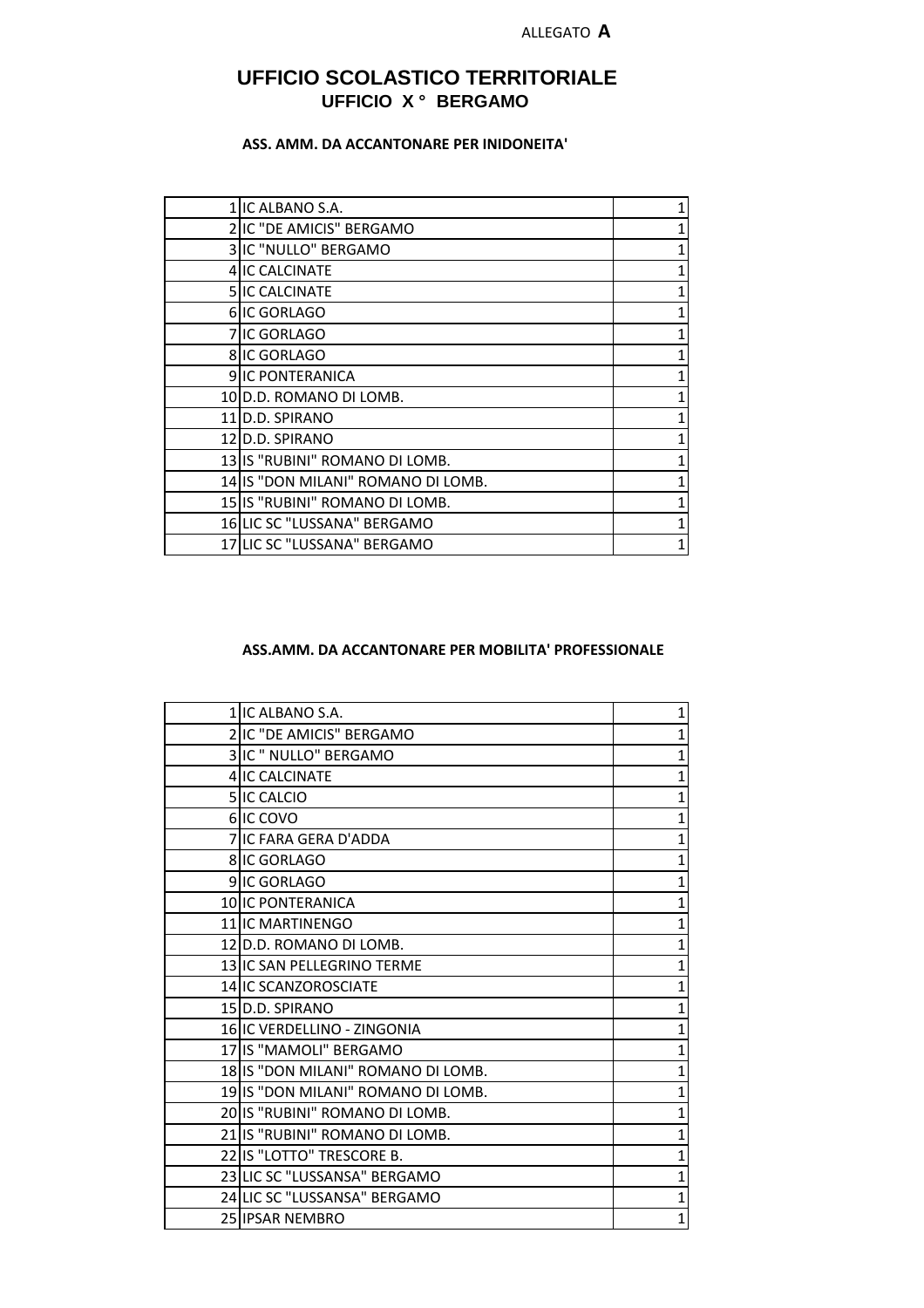ALLEGATO **A**

# UFFICIO SCOLASTICO TERRITORIALE

## UFFICIO X ° BERGAMO

**ASS. AMM. DA ACCANTONARE PER INIDONEITA'**

| | | |
|---|---|---|
| 1 | IC ALBANO S.A. | 1 |
| 2 | IC "DE AMICIS" BERGAMO | 1 |
| 3 | IC "NULLO" BERGAMO | 1 |
| 4 | IC CALCINATE | 1 |
| 5 | IC CALCINATE | 1 |
| 6 | IC GORLAGO | 1 |
| 7 | IC GORLAGO | 1 |
| 8 | IC GORLAGO | 1 |
| 9 | IC PONTERANICA | 1 |
| 10 | D.D. ROMANO DI LOMB. | 1 |
| 11 | D.D. SPIRANO | 1 |
| 12 | D.D. SPIRANO | 1 |
| 13 | IS "RUBINI" ROMANO DI LOMB. | 1 |
| 14 | IS "DON MILANI" ROMANO DI LOMB. | 1 |
| 15 | IS "RUBINI" ROMANO DI LOMB. | 1 |
| 16 | LIC SC "LUSSANA" BERGAMO | 1 |
| 17 | LIC SC "LUSSANA" BERGAMO | 1 |

**ASS.AMM. DA ACCANTONARE PER MOBILITA' PROFESSIONALE**

| | | |
|---|---|---|
| 1 | IC ALBANO S.A. | 1 |
| 2 | IC "DE AMICIS" BERGAMO | 1 |
| 3 | IC " NULLO" BERGAMO | 1 |
| 4 | IC CALCINATE | 1 |
| 5 | IC CALCIO | 1 |
| 6 | IC COVO | 1 |
| 7 | IC FARA GERA D'ADDA | 1 |
| 8 | IC GORLAGO | 1 |
| 9 | IC GORLAGO | 1 |
| 10 | IC PONTERANICA | 1 |
| 11 | IC MARTINENGO | 1 |
| 12 | D.D. ROMANO DI LOMB. | 1 |
| 13 | IC SAN PELLEGRINO TERME | 1 |
| 14 | IC SCANZOROSCIATE | 1 |
| 15 | D.D. SPIRANO | 1 |
| 16 | IC VERDELLINO - ZINGONIA | 1 |
| 17 | IS "MAMOLI" BERGAMO | 1 |
| 18 | IS "DON MILANI" ROMANO DI LOMB. | 1 |
| 19 | IS "DON MILANI" ROMANO DI LOMB. | 1 |
| 20 | IS "RUBINI" ROMANO DI LOMB. | 1 |
| 21 | IS "RUBINI" ROMANO DI LOMB. | 1 |
| 22 | IS "LOTTO" TRESCORE B. | 1 |
| 23 | LIC SC "LUSSANSA" BERGAMO | 1 |
| 24 | LIC SC "LUSSANSA" BERGAMO | 1 |
| 25 | IPSAR NEMBRO | 1 |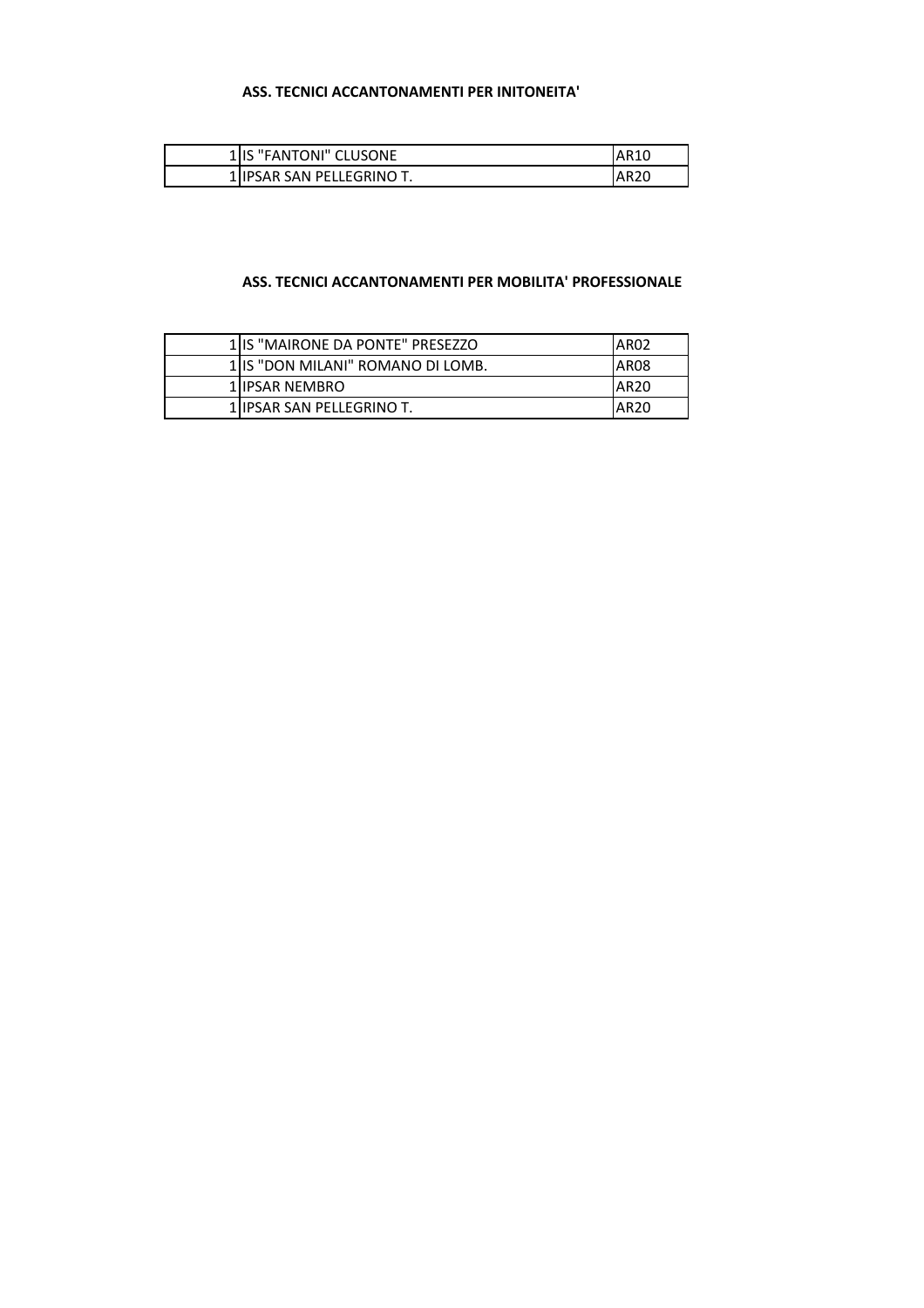**ASS. TECNICI ACCANTONAMENTI PER INITONEITA'**

| | | |
|---|---|---|
| 1 | IS "FANTONI" CLUSONE | AR10 |
| 1 | IPSAR SAN PELLEGRINO T. | AR20 |

**ASS. TECNICI ACCANTONAMENTI PER MOBILITA' PROFESSIONALE**

| | | |
|---|---|---|
| 1 | IS "MAIRONE DA PONTE" PRESEZZO | AR02 |
| 1 | IS "DON MILANI" ROMANO DI LOMB. | AR08 |
| 1 | IPSAR NEMBRO | AR20 |
| 1 | IPSAR SAN PELLEGRINO T. | AR20 |